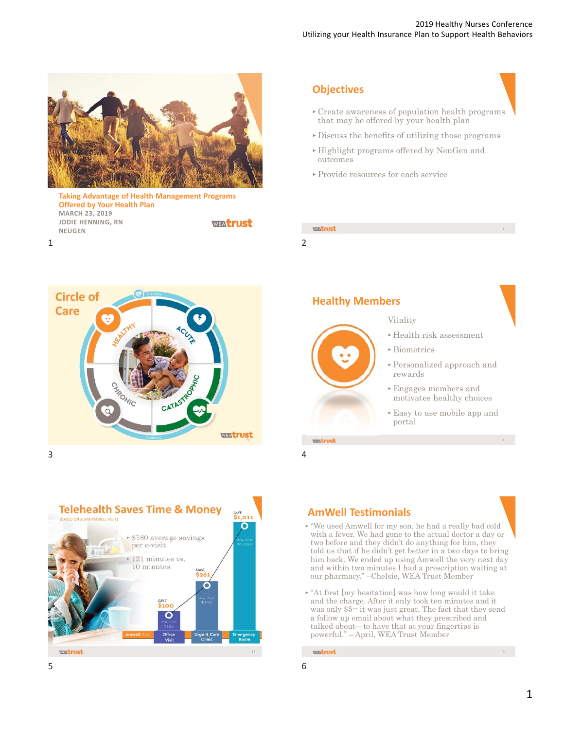## Taking Advantage of Health Management Programs Offered by Your Health Plan

MARCH 23, 2019
JODIE HENNING, RN
NEUGEN

## Objectives

- Create awareness of population health programs that may be offered by your health plan
- Discuss the benefits of utilizing those programs
- Highlight programs offered by NeuGen and outcomes
- Provide resources for each service

## Circle of Care

Healthy · Acute · Catastrophic · Chronic · Pharmacy

## Healthy Members

Vitality

- Health risk assessment
- Biometrics
- Personalized approach and rewards
- Engages members and motivates healthy choices
- Easy to use mobile app and portal

## Telehealth Saves Time & Money

(BASED ON A $49 AMWELL VISIT)

- $180 average savings per e-visit
- 121 minutes vs. 10 minutes

| | Amwell $49 | Office Visit | Urgent Care Clinic | Emergency Room |
|---|---|---|---|---|
| Avg. Cost | $49 | $150 | $300 | $1,050 |
| Save | | $100 | $261 | $1,011 |

## AmWell Testimonials

- "We used Amwell for my son, he had a really bad cold with a fever. We had gone to the actual doctor a day or two before and they didn't do anything for him, they told us that if he didn't get better in a two days to bring him back. We ended up using Amwell the very next day and within two minutes I had a prescription waiting at our pharmacy." –Chelsie, WEA Trust Member
- "At first [my hesitation] was how long would it take and the charge. After it only took ten minutes and it was only $5-- it was just great. The fact that they send a follow up email about what they prescribed and talked about—to have that at your fingertips is powerful." – April, WEA Trust Member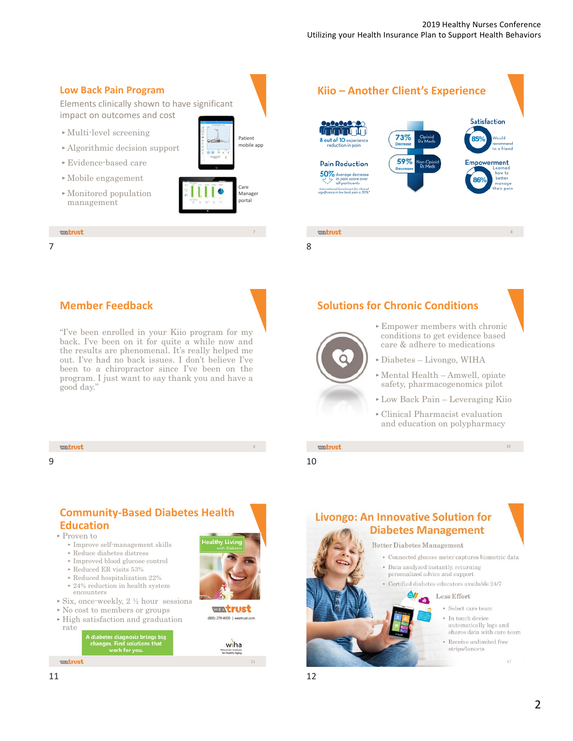## Low Back Pain Program

Elements clinically shown to have significant impact on outcomes and cost

- Multi-level screening
- Algorithmic decision support
- Evidence-based care
- Mobile engagement
- Monitored population management

Patient mobile app

Care Manager portal

7

## Kiio – Another Client's Experience

8 out of 10 experience reduction in pain

Pain Reduction

50% Average decrease in pain score over all participants

International benchmark for clinical significance in low back pain is 30%*

73% Decrease Opioid Rx Meds

59% Decrease Non-Opioid Rx Meds

Satisfaction

85% Would recommend to a friend

Empowerment

86% Learned how to better manage their pain

8

## Member Feedback

"I've been enrolled in your Kiio program for my back. I've been on it for quite a while now and the results are phenomenal. It's really helped me out. I've had no back issues. I don't believe I've been to a chiropractor since I've been on the program. I just want to say thank you and have a good day."

9

## Solutions for Chronic Conditions

- Empower members with chronic conditions to get evidence based care & adhere to medications
- Diabetes – Livongo, WIHA
- Mental Health – Amwell, opiate safety, pharmacogenomics pilot
- Low Back Pain – Leveraging Kiio
- Clinical Pharmacist evaluation and education on polypharmacy

10

## Community-Based Diabetes Health Education

- Proven to
  - Improve self-management skills
  - Reduce diabetes distress
  - Improved blood glucose control
  - Reduced ER visits 53%
  - Reduced hospitalization 22%
  - 24% reduction in health system encounters
- Six, once-weekly, 2 ½ hour sessions
- No cost to members or groups
- High satisfaction and graduation rate

Healthy Living with Diabetes

WEA trust

(800) 279-4000 | weatrust.com

A diabetes diagnosis brings big changes. Find solutions that work for you.

wiha Wisconsin Institute for Healthy Aging

11

## Livongo: An Innovative Solution for Diabetes Management

Better Diabetes Management

- Connected glucose meter captures biometric data
- Data analyzed instantly, returning personalized advice and support
- Certified diabetes educators available 24/7

Less Effort

- Select care team
- In touch device automatically logs and shares data with care team
- Receive unlimited free strips/lancets

12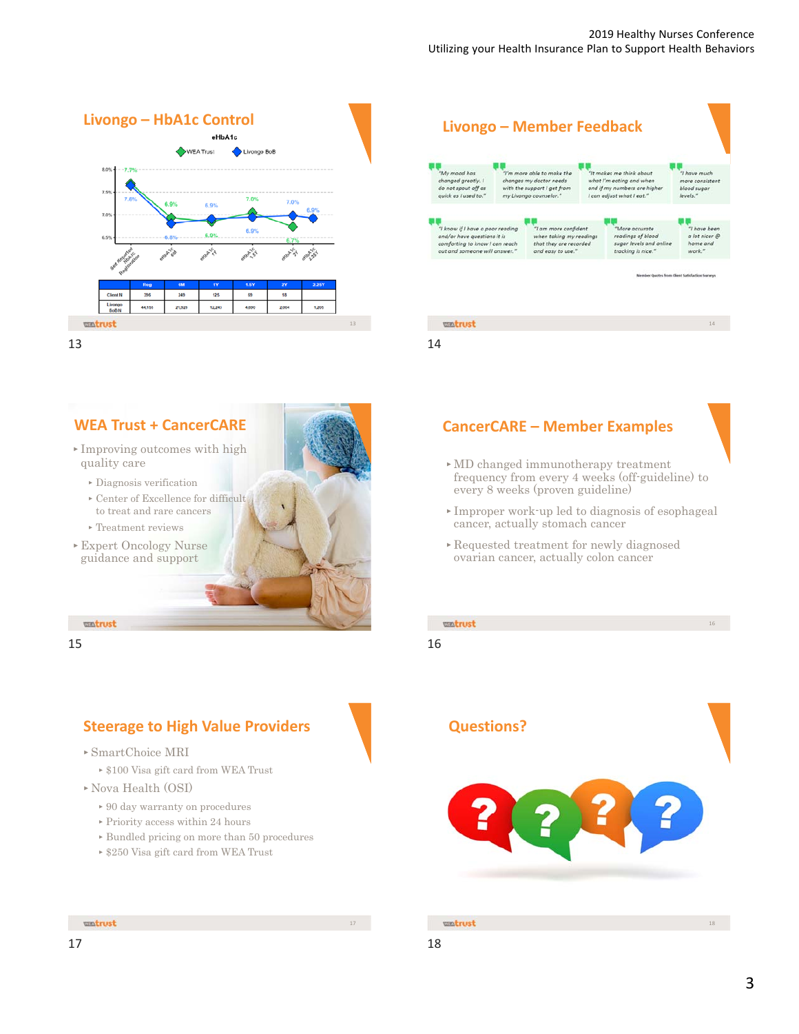## Livongo – HbA1c Control

eHbA1c

WEA Trust    Livongo BoB

8.0%
7.5%
7.0%
6.5%

7.7%
7.6%
6.9%
6.8%
6.9%
6.9%
7.0%
6.9%
7.0%
6.7%
6.9%

Self Reported HbA1c Registration
eHbA1c 6M
eHbA1c 1Y
eHbA1c 1.5Y
eHbA1c 2Y
eHbA1c 2.25Y

| | Reg | 6M | 1Y | 1.5Y | 2Y | 2.25Y |
|---|---|---|---|---|---|---|
| Client N | 396 | 249 | 125 | 69 | 18 | |
| Livongo BoBN | 44,155 | 21,923 | 12,243 | 4,690 | 2,004 | 1,206 |

13

## Livongo – Member Feedback

"My mood has changed greatly. I do not spout off as quick as I used to."

"I'm more able to make the changes my doctor needs with the support I get from my Livongo counselor."

"It makes me think about what I'm eating and when and if my numbers are higher I can adjust what I eat."

"I have much more consistent blood sugar levels."

"I know if I have a poor reading and/or have questions it is comforting to know I can reach out and someone will answer."

"I am more confident when taking my readings that they are recorded and easy to use."

"More accurate readings of blood sugar levels and online tracking is nice."

"I have been a lot nicer @ home and work."

Member Quotes from Client Satisfaction Surveys

14

## WEA Trust + CancerCARE

- Improving outcomes with high quality care
  - Diagnosis verification
  - Center of Excellence for difficult to treat and rare cancers
  - Treatment reviews
- Expert Oncology Nurse guidance and support

15

## CancerCARE – Member Examples

- MD changed immunotherapy treatment frequency from every 4 weeks (off-guideline) to every 8 weeks (proven guideline)
- Improper work-up led to diagnosis of esophageal cancer, actually stomach cancer
- Requested treatment for newly diagnosed ovarian cancer, actually colon cancer

16

## Steerage to High Value Providers

- SmartChoice MRI
  - $100 Visa gift card from WEA Trust
- Nova Health (OSI)
  - 90 day warranty on procedures
  - Priority access within 24 hours
  - Bundled pricing on more than 50 procedures
  - $250 Visa gift card from WEA Trust

17

## Questions?

18